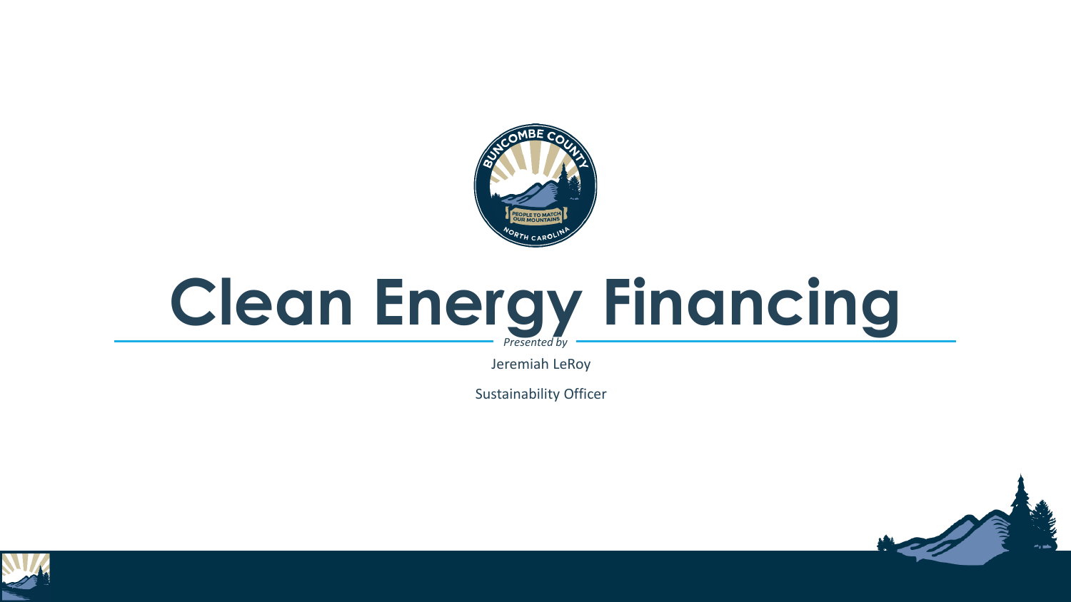# Clean Energy Financing

*Presented by*

Jeremiah LeRoy

Sustainability Officer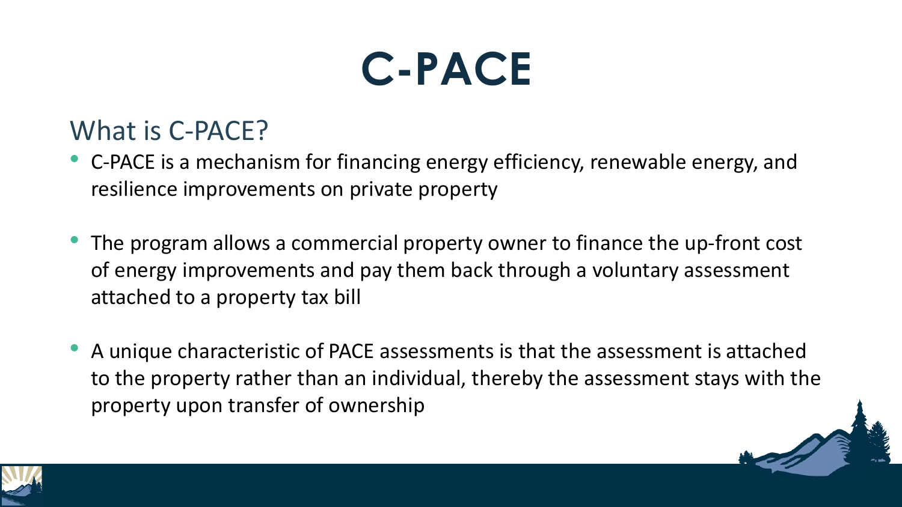# C-PACE

## What is C-PACE?

- C-PACE is a mechanism for financing energy efficiency, renewable energy, and resilience improvements on private property
- The program allows a commercial property owner to finance the up-front cost of energy improvements and pay them back through a voluntary assessment attached to a property tax bill
- A unique characteristic of PACE assessments is that the assessment is attached to the property rather than an individual, thereby the assessment stays with the property upon transfer of ownership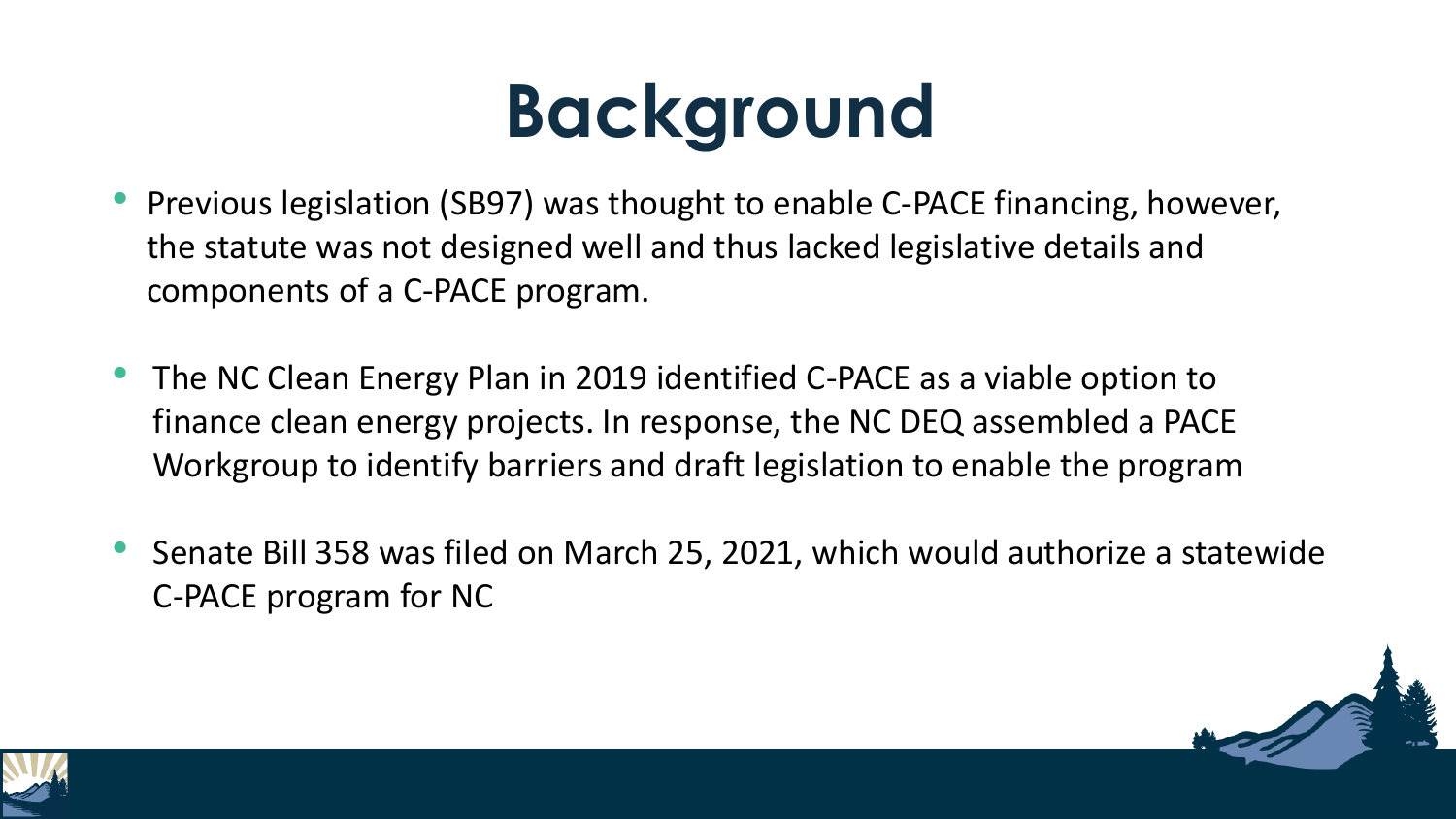# Background

- Previous legislation (SB97) was thought to enable C-PACE financing, however, the statute was not designed well and thus lacked legislative details and components of a C-PACE program.
- The NC Clean Energy Plan in 2019 identified C-PACE as a viable option to finance clean energy projects. In response, the NC DEQ assembled a PACE Workgroup to identify barriers and draft legislation to enable the program
- Senate Bill 358 was filed on March 25, 2021, which would authorize a statewide C-PACE program for NC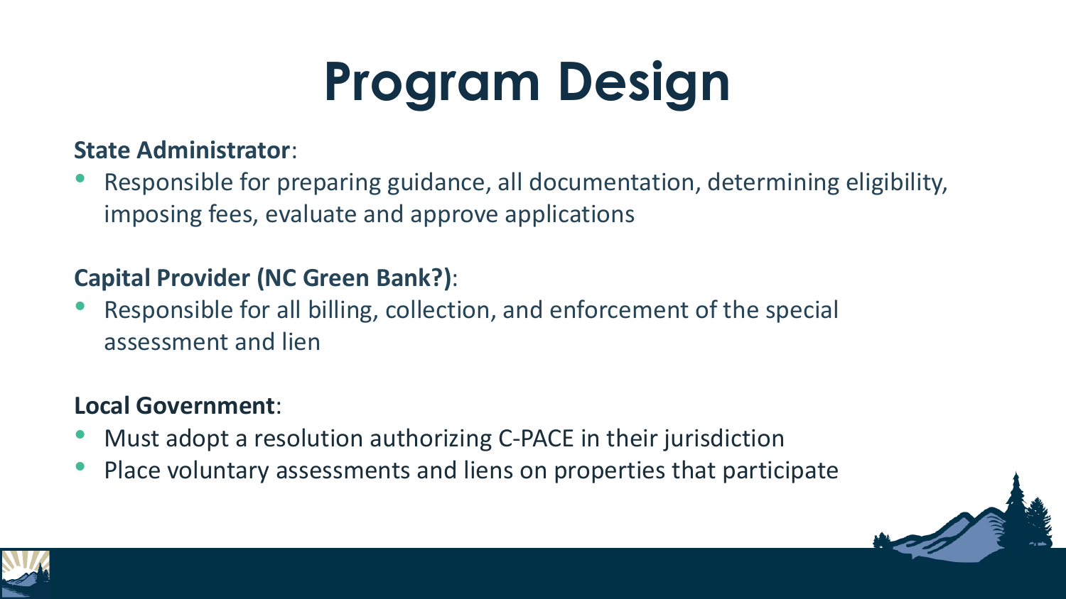# Program Design

**State Administrator**:

- Responsible for preparing guidance, all documentation, determining eligibility, imposing fees, evaluate and approve applications

**Capital Provider (NC Green Bank?)**:

- Responsible for all billing, collection, and enforcement of the special assessment and lien

**Local Government**:

- Must adopt a resolution authorizing C-PACE in their jurisdiction
- Place voluntary assessments and liens on properties that participate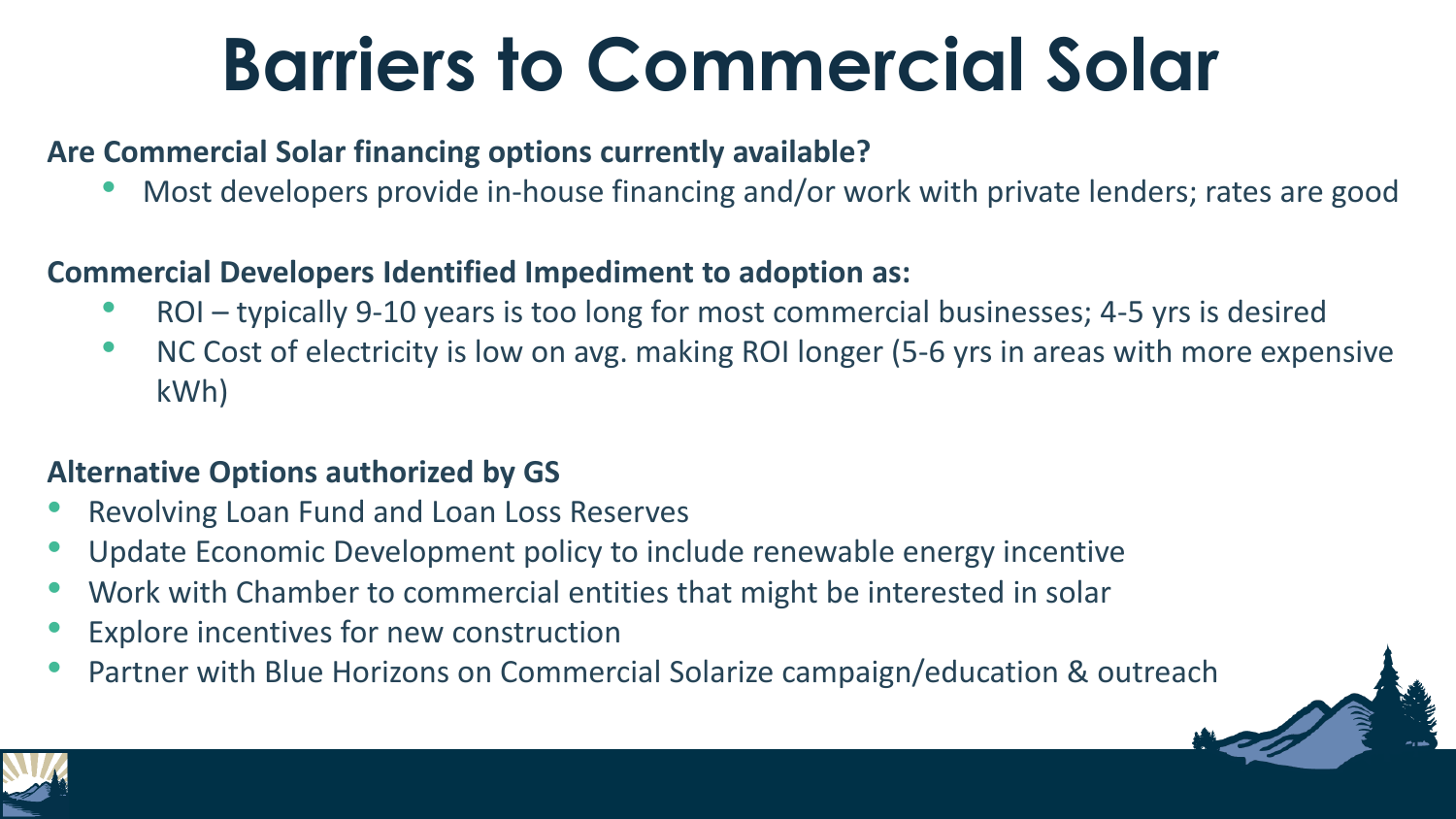# Barriers to Commercial Solar

**Are Commercial Solar financing options currently available?**

- Most developers provide in-house financing and/or work with private lenders; rates are good

**Commercial Developers Identified Impediment to adoption as:**

- ROI – typically 9-10 years is too long for most commercial businesses; 4-5 yrs is desired
- NC Cost of electricity is low on avg. making ROI longer (5-6 yrs in areas with more expensive kWh)

**Alternative Options authorized by GS**

- Revolving Loan Fund and Loan Loss Reserves
- Update Economic Development policy to include renewable energy incentive
- Work with Chamber to commercial entities that might be interested in solar
- Explore incentives for new construction
- Partner with Blue Horizons on Commercial Solarize campaign/education & outreach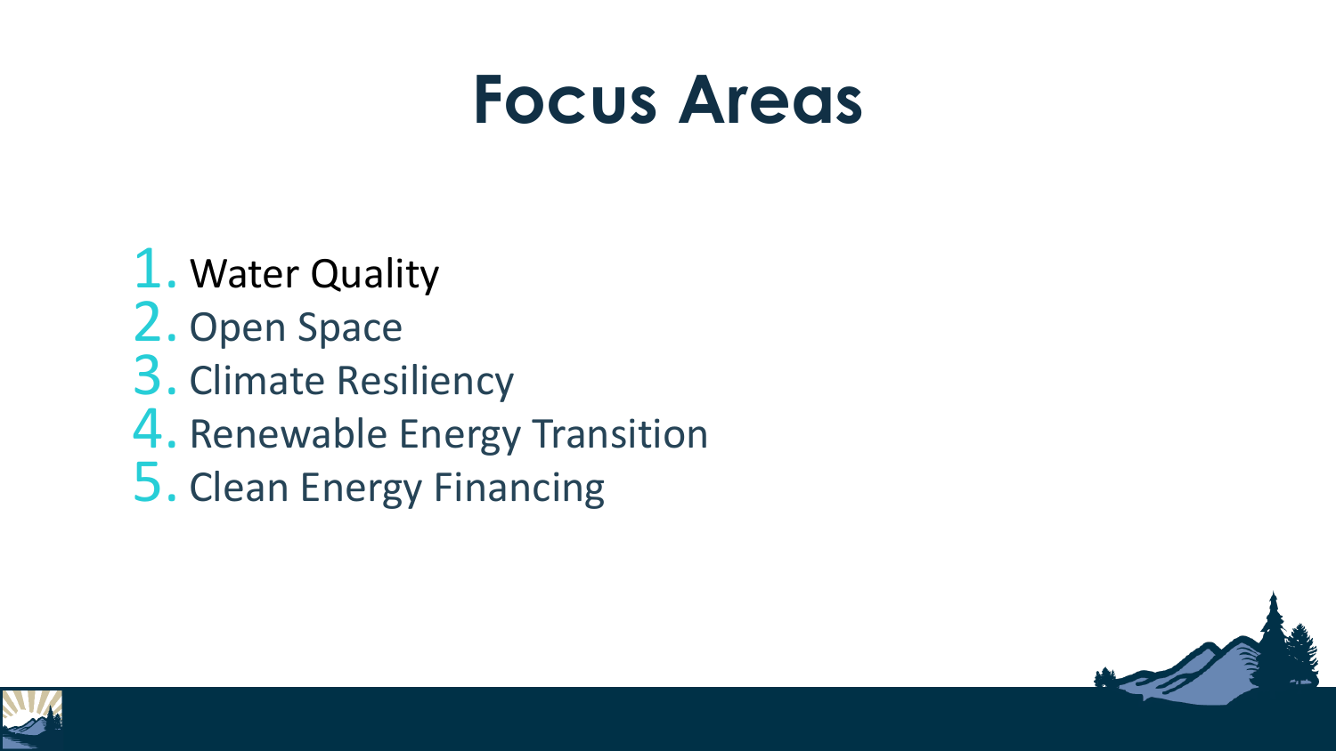# Focus Areas

1. Water Quality
2. Open Space
3. Climate Resiliency
4. Renewable Energy Transition
5. Clean Energy Financing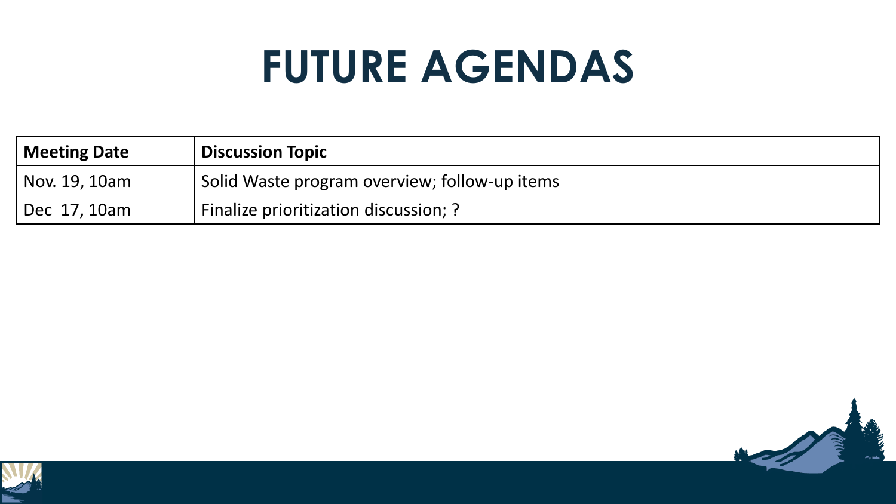# FUTURE AGENDAS

| Meeting Date | Discussion Topic |
|---|---|
| Nov. 19, 10am | Solid Waste program overview; follow-up items |
| Dec 17, 10am | Finalize prioritization discussion; ? |